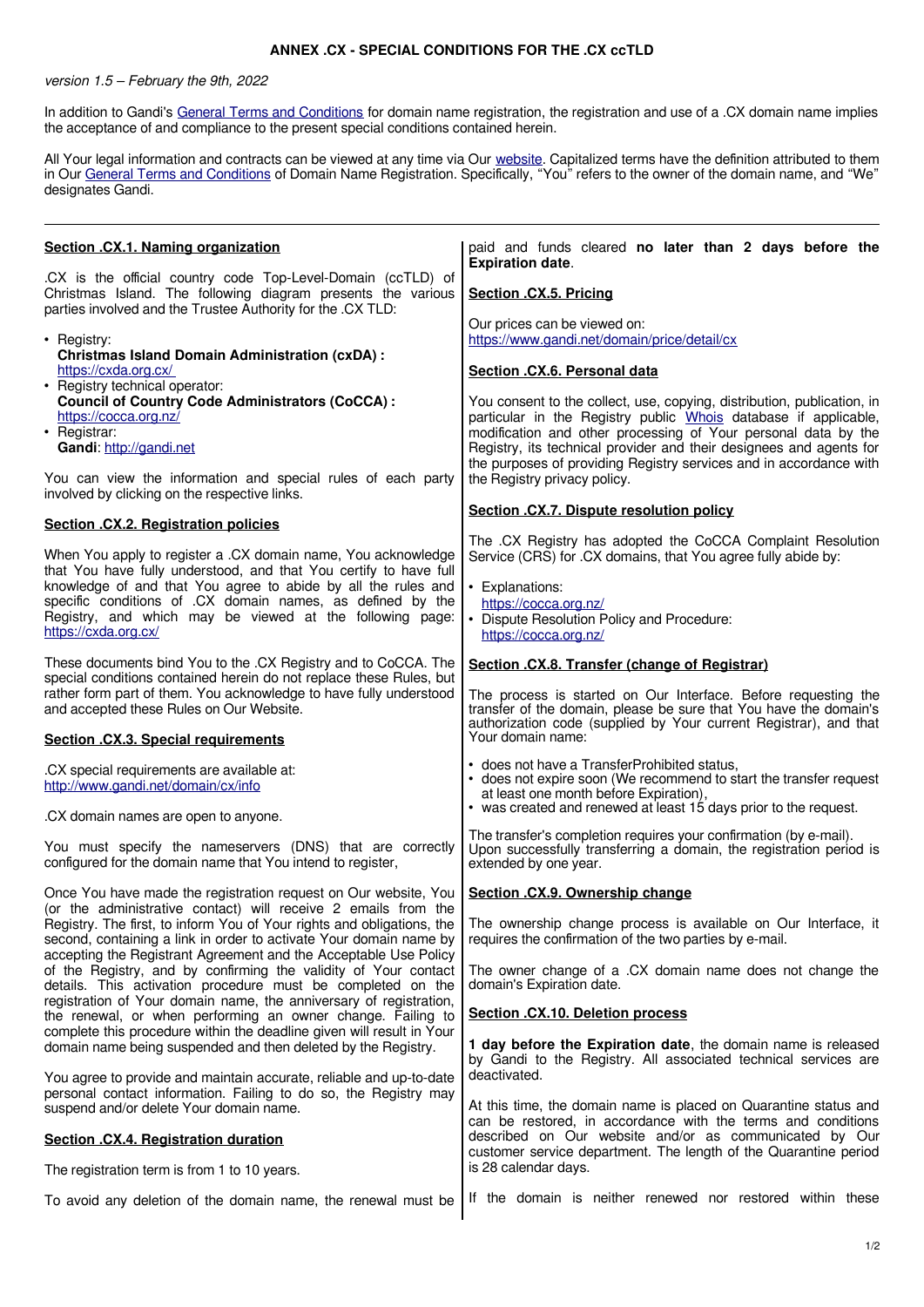# ANNEX .CX - SPECIAL CONDITIONS FOR THE .CX ccTLD

*version 1.5 – February the 9th, 2022*

In addition to Gandi's General Terms and Conditions for domain name registration, the registration and use of a .CX domain name implies the acceptance of and compliance to the present special conditions contained herein.

All Your legal information and contracts can be viewed at any time via Our website. Capitalized terms have the definition attributed to them in Our General Terms and Conditions of Domain Name Registration. Specifically, "You" refers to the owner of the domain name, and "We" designates Gandi.

---

## Section .CX.1. Naming organization

.CX is the official country code Top-Level-Domain (ccTLD) of Christmas Island. The following diagram presents the various parties involved and the Trustee Authority for the .CX TLD:

- Registry:
  **Christmas Island Domain Administration (cxDA) :**
  https://cxda.org.cx/
- Registry technical operator:
  **Council of Country Code Administrators (CoCCA) :**
  https://cocca.org.nz/
- Registrar:
  **Gandi**: http://gandi.net

You can view the information and special rules of each party involved by clicking on the respective links.

## Section .CX.2. Registration policies

When You apply to register a .CX domain name, You acknowledge that You have fully understood, and that You certify to have full knowledge of and that You agree to abide by all the rules and specific conditions of .CX domain names, as defined by the Registry, and which may be viewed at the following page: https://cxda.org.cx/

These documents bind You to the .CX Registry and to CoCCA. The special conditions contained herein do not replace these Rules, but rather form part of them. You acknowledge to have fully understood and accepted these Rules on Our Website.

## Section .CX.3. Special requirements

.CX special requirements are available at:
http://www.gandi.net/domain/cx/info

.CX domain names are open to anyone.

You must specify the nameservers (DNS) that are correctly configured for the domain name that You intend to register,

Once You have made the registration request on Our website, You (or the administrative contact) will receive 2 emails from the Registry. The first, to inform You of Your rights and obligations, the second, containing a link in order to activate Your domain name by accepting the Registrant Agreement and the Acceptable Use Policy of the Registry, and by confirming the validity of Your contact details. This activation procedure must be completed on the registration of Your domain name, the anniversary of registration, the renewal, or when performing an owner change. Failing to complete this procedure within the deadline given will result in Your domain name being suspended and then deleted by the Registry.

You agree to provide and maintain accurate, reliable and up-to-date personal contact information. Failing to do so, the Registry may suspend and/or delete Your domain name.

## Section .CX.4. Registration duration

The registration term is from 1 to 10 years.

To avoid any deletion of the domain name, the renewal must be paid and funds cleared **no later than 2 days before the Expiration date**.

## Section .CX.5. Pricing

Our prices can be viewed on:
https://www.gandi.net/domain/price/detail/cx

## Section .CX.6. Personal data

You consent to the collect, use, copying, distribution, publication, in particular in the Registry public Whois database if applicable, modification and other processing of Your personal data by the Registry, its technical provider and their designees and agents for the purposes of providing Registry services and in accordance with the Registry privacy policy.

## Section .CX.7. Dispute resolution policy

The .CX Registry has adopted the CoCCA Complaint Resolution Service (CRS) for .CX domains, that You agree fully abide by:

- Explanations:
  https://cocca.org.nz/
- Dispute Resolution Policy and Procedure:
  https://cocca.org.nz/

## Section .CX.8. Transfer (change of Registrar)

The process is started on Our Interface. Before requesting the transfer of the domain name, please be sure that You have the domain's authorization code (supplied by Your current Registrar), and that Your domain name:

- does not have a TransferProhibited status,
- does not expire soon (We recommend to start the transfer request at least one month before Expiration),
- was created and renewed at least 15 days prior to the request.

The transfer's completion requires your confirmation (by e-mail). Upon successfully transferring a domain, the registration period is extended by one year.

## Section .CX.9. Ownership change

The ownership change process is available on Our Interface, it requires the confirmation of the two parties by e-mail.

The owner change of a .CX domain name does not change the domain's Expiration date.

## Section .CX.10. Deletion process

**1 day before the Expiration date**, the domain name is released by Gandi to the Registry. All associated technical services are deactivated.

At this time, the domain name is placed on Quarantine status and can be restored, in accordance with the terms and conditions described on Our website and/or as communicated by Our customer service department. The length of the Quarantine period is 28 calendar days.

If the domain is neither renewed nor restored within these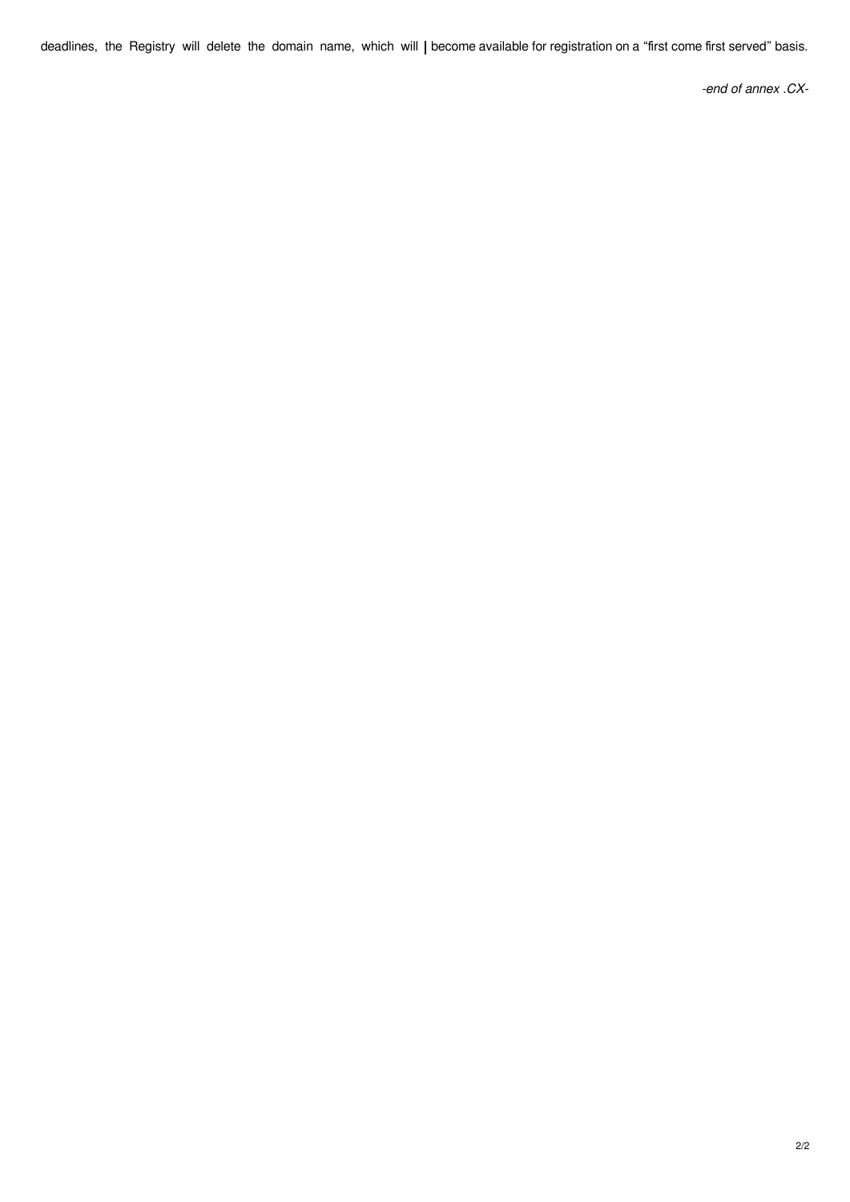deadlines, the Registry will delete the domain name, which will become available for registration on a “first come first served” basis.

*-end of annex .CX-*